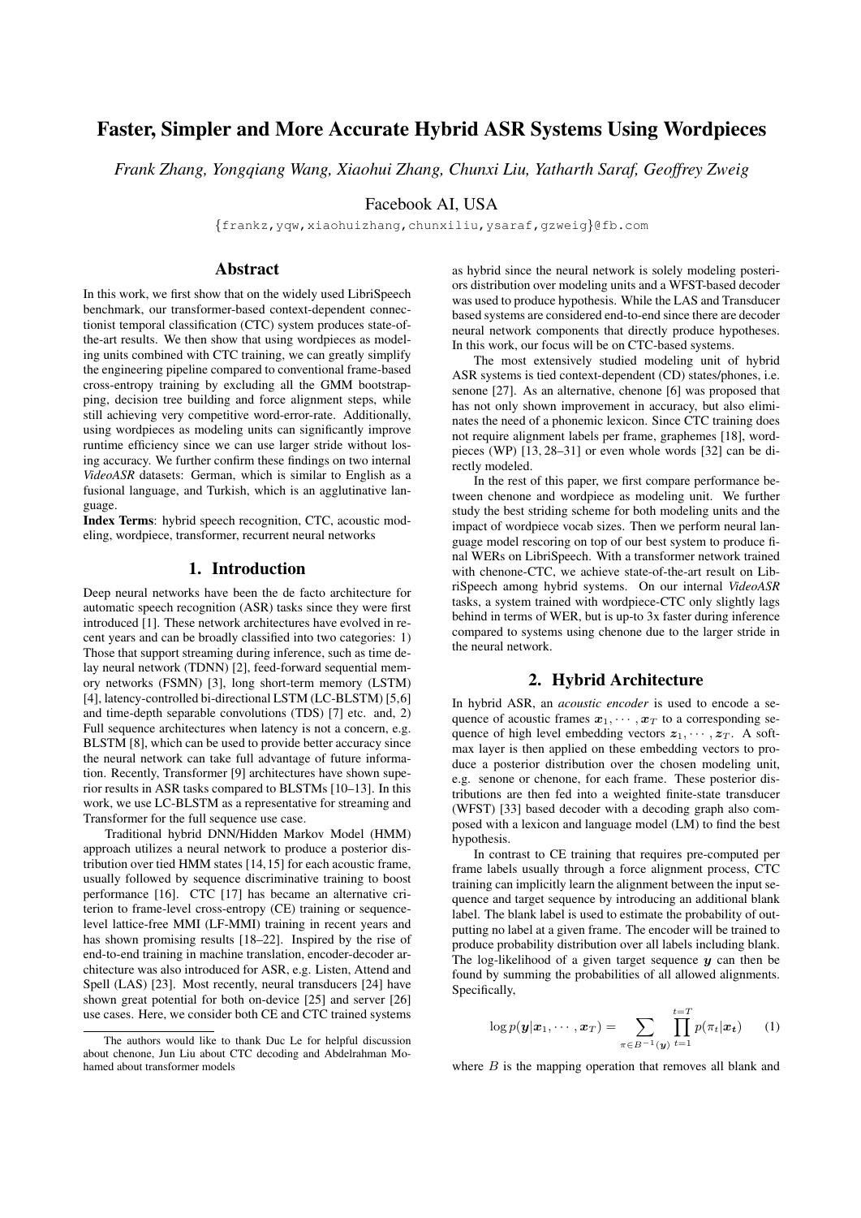# Faster, Simpler and More Accurate Hybrid ASR Systems Using Wordpieces

*Frank Zhang, Yongqiang Wang, Xiaohui Zhang, Chunxi Liu, Yatharth Saraf, Geoffrey Zweig*

Facebook AI, USA

{frankz,yqw,xiaohuizhang,chunxiliu,ysaraf,gzweig}@fb.com

## Abstract

In this work, we first show that on the widely used LibriSpeech benchmark, our transformer-based context-dependent connectionist temporal classification (CTC) system produces state-of-the-art results. We then show that using wordpieces as modeling units combined with CTC training, we can greatly simplify the engineering pipeline compared to conventional frame-based cross-entropy training by excluding all the GMM bootstrapping, decision tree building and force alignment steps, while still achieving very competitive word-error-rate. Additionally, using wordpieces as modeling units can significantly improve runtime efficiency since we can use larger stride without losing accuracy. We further confirm these findings on two internal *VideoASR* datasets: German, which is similar to English as a fusional language, and Turkish, which is an agglutinative language.

**Index Terms**: hybrid speech recognition, CTC, acoustic modeling, wordpiece, transformer, recurrent neural networks

## 1. Introduction

Deep neural networks have been the de facto architecture for automatic speech recognition (ASR) tasks since they were first introduced [1]. These network architectures have evolved in recent years and can be broadly classified into two categories: 1) Those that support streaming during inference, such as time delay neural network (TDNN) [2], feed-forward sequential memory networks (FSMN) [3], long short-term memory (LSTM) [4], latency-controlled bi-directional LSTM (LC-BLSTM) [5,6] and time-depth separable convolutions (TDS) [7] etc. and, 2) Full sequence architectures when latency is not a concern, e.g. BLSTM [8], which can be used to provide better accuracy since the neural network can take full advantage of future information. Recently, Transformer [9] architectures have shown superior results in ASR tasks compared to BLSTMs [10–13]. In this work, we use LC-BLSTM as a representative for streaming and Transformer for the full sequence use case.

Traditional hybrid DNN/Hidden Markov Model (HMM) approach utilizes a neural network to produce a posterior distribution over tied HMM states [14,15] for each acoustic frame, usually followed by sequence discriminative training to boost performance [16]. CTC [17] has became an alternative criterion to frame-level cross-entropy (CE) training or sequence-level lattice-free MMI (LF-MMI) training in recent years and has shown promising results [18–22]. Inspired by the rise of end-to-end training in machine translation, encoder-decoder architecture was also introduced for ASR, e.g. Listen, Attend and Spell (LAS) [23]. Most recently, neural transducers [24] have shown great potential for both on-device [25] and server [26] use cases. Here, we consider both CE and CTC trained systems as hybrid since the neural network is solely modeling posteriors distribution over modeling units and a WFST-based decoder was used to produce hypothesis. While the LAS and Transducer based systems are considered end-to-end since there are decoder neural network components that directly produce hypotheses. In this work, our focus will be on CTC-based systems.

The most extensively studied modeling unit of hybrid ASR systems is tied context-dependent (CD) states/phones, i.e. senone [27]. As an alternative, chenone [6] was proposed that has not only shown improvement in accuracy, but also eliminates the need of a phonemic lexicon. Since CTC training does not require alignment labels per frame, graphemes [18], wordpieces (WP) [13, 28–31] or even whole words [32] can be directly modeled.

In the rest of this paper, we first compare performance between chenone and wordpiece as modeling unit. We further study the best striding scheme for both modeling units and the impact of wordpiece vocab sizes. Then we perform neural language model rescoring on top of our best system to produce final WERs on LibriSpeech. With a transformer network trained with chenone-CTC, we achieve state-of-the-art result on LibriSpeech among hybrid systems. On our internal *VideoASR* tasks, a system trained with wordpiece-CTC only slightly lags behind in terms of WER, but is up-to 3x faster during inference compared to systems using chenone due to the larger stride in the neural network.

## 2. Hybrid Architecture

In hybrid ASR, an *acoustic encoder* is used to encode a sequence of acoustic frames $\boldsymbol{x}_1, \cdots, \boldsymbol{x}_T$ to a corresponding sequence of high level embedding vectors $\boldsymbol{z}_1, \cdots, \boldsymbol{z}_T$. A softmax layer is then applied on these embedding vectors to produce a posterior distribution over the chosen modeling unit, e.g. senone or chenone, for each frame. These posterior distributions are then fed into a weighted finite-state transducer (WFST) [33] based decoder with a decoding graph also composed with a lexicon and language model (LM) to find the best hypothesis.

In contrast to CE training that requires pre-computed per frame labels usually through a force alignment process, CTC training can implicitly learn the alignment between the input sequence and target sequence by introducing an additional blank label. The blank label is used to estimate the probability of outputting no label at a given frame. The encoder will be trained to produce probability distribution over all labels including blank. The log-likelihood of a given target sequence $\boldsymbol{y}$ can then be found by summing the probabilities of all allowed alignments. Specifically,

$$\log p(\boldsymbol{y}|\boldsymbol{x}_1, \cdots, \boldsymbol{x}_T) = \sum_{\pi \in B^{-1}(\boldsymbol{y})} \prod_{t=1}^{t=T} p(\pi_t|\boldsymbol{x_t}) \qquad (1)$$

where $B$ is the mapping operation that removes all blank and

The authors would like to thank Duc Le for helpful discussion about chenone, Jun Liu about CTC decoding and Abdelrahman Mohamed about transformer models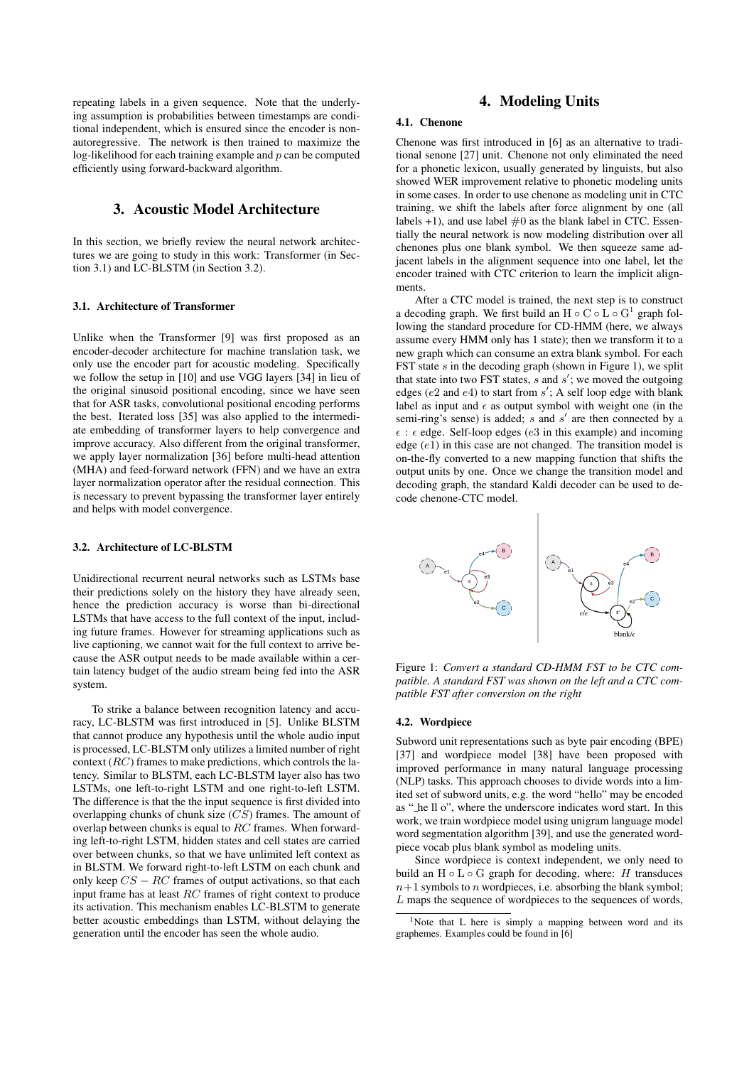repeating labels in a given sequence. Note that the underlying assumption is probabilities between timestamps are conditional independent, which is ensured since the encoder is non-autoregressive. The network is then trained to maximize the log-likelihood for each training example and $p$ can be computed efficiently using forward-backward algorithm.

## 3. Acoustic Model Architecture

In this section, we briefly review the neural network architectures we are going to study in this work: Transformer (in Section 3.1) and LC-BLSTM (in Section 3.2).

### 3.1. Architecture of Transformer

Unlike when the Transformer [9] was first proposed as an encoder-decoder architecture for machine translation task, we only use the encoder part for acoustic modeling. Specifically we follow the setup in [10] and use VGG layers [34] in lieu of the original sinusoid positional encoding, since we have seen that for ASR tasks, convolutional positional encoding performs the best. Iterated loss [35] was also applied to the intermediate embedding of transformer layers to help convergence and improve accuracy. Also different from the original transformer, we apply layer normalization [36] before multi-head attention (MHA) and feed-forward network (FFN) and we have an extra layer normalization operator after the residual connection. This is necessary to prevent bypassing the transformer layer entirely and helps with model convergence.

### 3.2. Architecture of LC-BLSTM

Unidirectional recurrent neural networks such as LSTMs base their predictions solely on the history they have already seen, hence the prediction accuracy is worse than bi-directional LSTMs that have access to the full context of the input, including future frames. However for streaming applications such as live captioning, we cannot wait for the full context to arrive because the ASR output needs to be made available within a certain latency budget of the audio stream being fed into the ASR system.

To strike a balance between recognition latency and accuracy, LC-BLSTM was first introduced in [5]. Unlike BLSTM that cannot produce any hypothesis until the whole audio input is processed, LC-BLSTM only utilizes a limited number of right context ($RC$) frames to make predictions, which controls the latency. Similar to BLSTM, each LC-BLSTM layer also has two LSTMs, one left-to-right LSTM and one right-to-left LSTM. The difference is that the the input sequence is first divided into overlapping chunks of chunk size ($CS$) frames. The amount of overlap between chunks is equal to $RC$ frames. When forwarding left-to-right LSTM, hidden states and cell states are carried over between chunks, so that we have unlimited left context as in BLSTM. We forward right-to-left LSTM on each chunk and only keep $CS - RC$ frames of output activations, so that each input frame has at least $RC$ frames of right context to produce its activation. This mechanism enables LC-BLSTM to generate better acoustic embeddings than LSTM, without delaying the generation until the encoder has seen the whole audio.

## 4. Modeling Units

### 4.1. Chenone

Chenone was first introduced in [6] as an alternative to traditional senone [27] unit. Chenone not only eliminated the need for a phonetic lexicon, usually generated by linguists, but also showed WER improvement relative to phonetic modeling units in some cases. In order to use chenone as modeling unit in CTC training, we shift the labels after force alignment by one (all labels +1), and use label #0 as the blank label in CTC. Essentially the neural network is now modeling distribution over all chenones plus one blank symbol. We then squeeze same adjacent labels in the alignment sequence into one label, let the encoder trained with CTC criterion to learn the implicit alignments.

After a CTC model is trained, the next step is to construct a decoding graph. We first build an $\mathrm{H} \circ \mathrm{C} \circ \mathrm{L} \circ \mathrm{G}$[1] graph following the standard procedure for CD-HMM (here, we always assume every HMM only has 1 state); then we transform it to a new graph which can consume an extra blank symbol. For each FST state $s$ in the decoding graph (shown in Figure 1), we split that state into two FST states, $s$ and $s'$; we moved the outgoing edges ($e2$ and $e4$) to start from $s'$; A self loop edge with blank label as input and $\epsilon$ as output symbol with weight one (in the semi-ring's sense) is added; $s$ and $s'$ are then connected by a $\epsilon : \epsilon$ edge. Self-loop edges ($e3$ in this example) and incoming edge ($e1$) in this case are not changed. The transition model is on-the-fly converted to a new mapping function that shifts the output units by one. Once we change the transition model and decoding graph, the standard Kaldi decoder can be used to decode chenone-CTC model.

Figure 1: *Convert a standard CD-HMM FST to be CTC compatible. A standard FST was shown on the left and a CTC compatible FST after conversion on the right*

### 4.2. Wordpiece

Subword unit representations such as byte pair encoding (BPE) [37] and wordpiece model [38] have been proposed with improved performance in many natural language processing (NLP) tasks. This approach chooses to divide words into a limited set of subword units, e.g. the word "hello" may be encoded as "_he ll o", where the underscore indicates word start. In this work, we train wordpiece model using unigram language model word segmentation algorithm [39], and use the generated wordpiece vocab plus blank symbol as modeling units.

Since wordpiece is context independent, we only need to build an $\mathrm{H} \circ \mathrm{L} \circ \mathrm{G}$ graph for decoding, where: $H$ transduces $n+1$ symbols to $n$ wordpieces, i.e. absorbing the blank symbol; $L$ maps the sequence of wordpieces to the sequences of words,

[1] Note that L here is simply a mapping between word and its graphemes. Examples could be found in [6]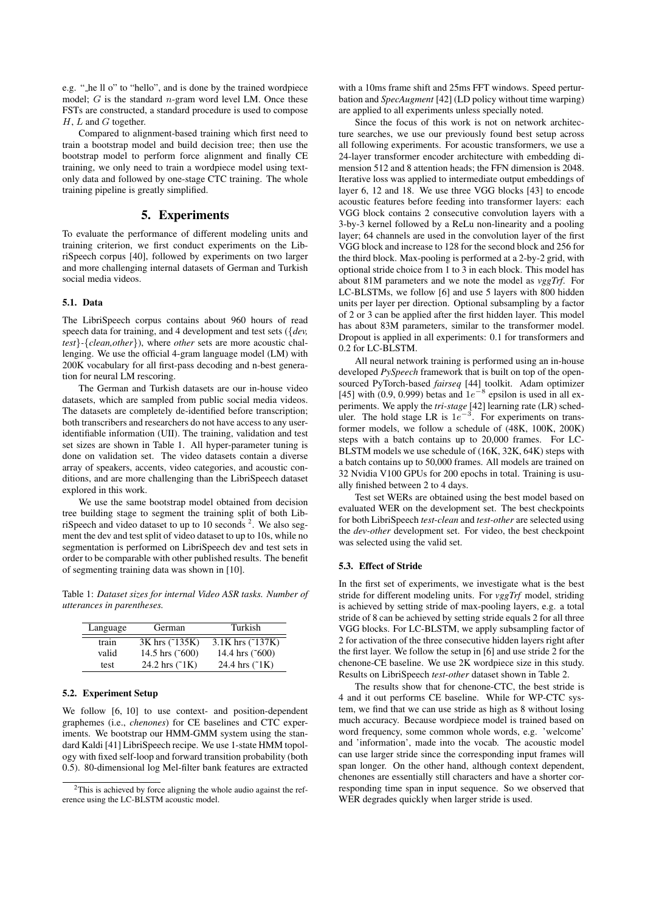e.g. "_he ll o" to "hello", and is done by the trained wordpiece model; $G$ is the standard $n$-gram word level LM. Once these FSTs are constructed, a standard procedure is used to compose $H$, $L$ and $G$ together.

Compared to alignment-based training which first need to train a bootstrap model and build decision tree; then use the bootstrap model to perform force alignment and finally CE training, we only need to train a wordpiece model using text-only data and followed by one-stage CTC training. The whole training pipeline is greatly simplified.

## 5. Experiments

To evaluate the performance of different modeling units and training criterion, we first conduct experiments on the LibriSpeech corpus [40], followed by experiments on two larger and more challenging internal datasets of German and Turkish social media videos.

### 5.1. Data

The LibriSpeech corpus contains about 960 hours of read speech data for training, and 4 development and test sets ({*dev, test*}-{*clean,other*}), where *other* sets are more acoustic challenging. We use the official 4-gram language model (LM) with 200K vocabulary for all first-pass decoding and n-best generation for neural LM rescoring.

The German and Turkish datasets are our in-house video datasets, which are sampled from public social media videos. The datasets are completely de-identified before transcription; both transcribers and researchers do not have access to any user-identifiable information (UII). The training, validation and test set sizes are shown in Table 1. All hyper-parameter tuning is done on validation set. The video datasets contain a diverse array of speakers, accents, video categories, and acoustic conditions, and are more challenging than the LibriSpeech dataset explored in this work.

We use the same bootstrap model obtained from decision tree building stage to segment the training split of both LibriSpeech and video dataset to up to 10 seconds [2]. We also segment the dev and test split of video dataset to up to 10s, while no segmentation is performed on LibriSpeech dev and test sets in order to be comparable with other published results. The benefit of segmenting training data was shown in [10].

Table 1: *Dataset sizes for internal Video ASR tasks. Number of utterances in parentheses.*

| Language | German | Turkish |
|---|---|---|
| train | 3K hrs (~135K) | 3.1K hrs (~137K) |
| valid | 14.5 hrs (~600) | 14.4 hrs (~600) |
| test | 24.2 hrs (~1K) | 24.4 hrs (~1K) |

### 5.2. Experiment Setup

We follow [6, 10] to use context- and position-dependent graphemes (i.e., *chenones*) for CE baselines and CTC experiments. We bootstrap our HMM-GMM system using the standard Kaldi [41] LibriSpeech recipe. We use 1-state HMM topology with fixed self-loop and forward transition probability (both 0.5). 80-dimensional log Mel-filter bank features are extracted with a 10ms frame shift and 25ms FFT windows. Speed perturbation and *SpecAugment* [42] (LD policy without time warping) are applied to all experiments unless specially noted.

Since the focus of this work is not on network architecture searches, we use our previously found best setup across all following experiments. For acoustic transformers, we use a 24-layer transformer encoder architecture with embedding dimension 512 and 8 attention heads; the FFN dimension is 2048. Iterative loss was applied to intermediate output embeddings of layer 6, 12 and 18. We use three VGG blocks [43] to encode acoustic features before feeding into transformer layers: each VGG block contains 2 consecutive convolution layers with a 3-by-3 kernel followed by a ReLu non-linearity and a pooling layer; 64 channels are used in the convolution layer of the first VGG block and increase to 128 for the second block and 256 for the third block. Max-pooling is performed at a 2-by-2 grid, with optional stride choice from 1 to 3 in each block. This model has about 81M parameters and we note the model as *vggTrf*. For LC-BLSTMs, we follow [6] and use 5 layers with 800 hidden units per layer per direction. Optional subsampling by a factor of 2 or 3 can be applied after the first hidden layer. This model has about 83M parameters, similar to the transformer model. Dropout is applied in all experiments: 0.1 for transformers and 0.2 for LC-BLSTM.

All neural network training is performed using an in-house developed *PySpeech* framework that is built on top of the open-sourced PyTorch-based *fairseq* [44] toolkit. Adam optimizer [45] with (0.9, 0.999) betas and $1e^{-8}$ epsilon is used in all experiments. We apply the *tri-stage* [42] learning rate (LR) scheduler. The hold stage LR is $1e^{-3}$. For experiments on transformer models, we follow a schedule of (48K, 100K, 200K) steps with a batch contains up to 20,000 frames. For LC-BLSTM models we use schedule of (16K, 32K, 64K) steps with a batch contains up to 50,000 frames. All models are trained on 32 Nvidia V100 GPUs for 200 epochs in total. Training is usually finished between 2 to 4 days.

Test set WERs are obtained using the best model based on evaluated WER on the development set. The best checkpoints for both LibriSpeech *test-clean* and *test-other* are selected using the *dev-other* development set. For video, the best checkpoint was selected using the valid set.

### 5.3. Effect of Stride

In the first set of experiments, we investigate what is the best stride for different modeling units. For *vggTrf* model, striding is achieved by setting stride of max-pooling layers, e.g. a total stride of 8 can be achieved by setting stride equals 2 for all three VGG blocks. For LC-BLSTM, we apply subsampling factor of 2 for activation of the three consecutive hidden layers right after the first layer. We follow the setup in [6] and use stride 2 for the chenone-CE baseline. We use 2K wordpiece size in this study. Results on LibriSpeech *test-other* dataset shown in Table 2.

The results show that for chenone-CTC, the best stride is 4 and it out performs CE baseline. While for WP-CTC system, we find that we can use stride as high as 8 without losing much accuracy. Because wordpiece model is trained based on word frequency, some common whole words, e.g. 'welcome' and 'information', made into the vocab. The acoustic model can use larger stride since the corresponding input frames will span longer. On the other hand, although context dependent, chenones are essentially still characters and have a shorter corresponding time span in input sequence. So we observed that WER degrades quickly when larger stride is used.

[2] This is achieved by force aligning the whole audio against the reference using the LC-BLSTM acoustic model.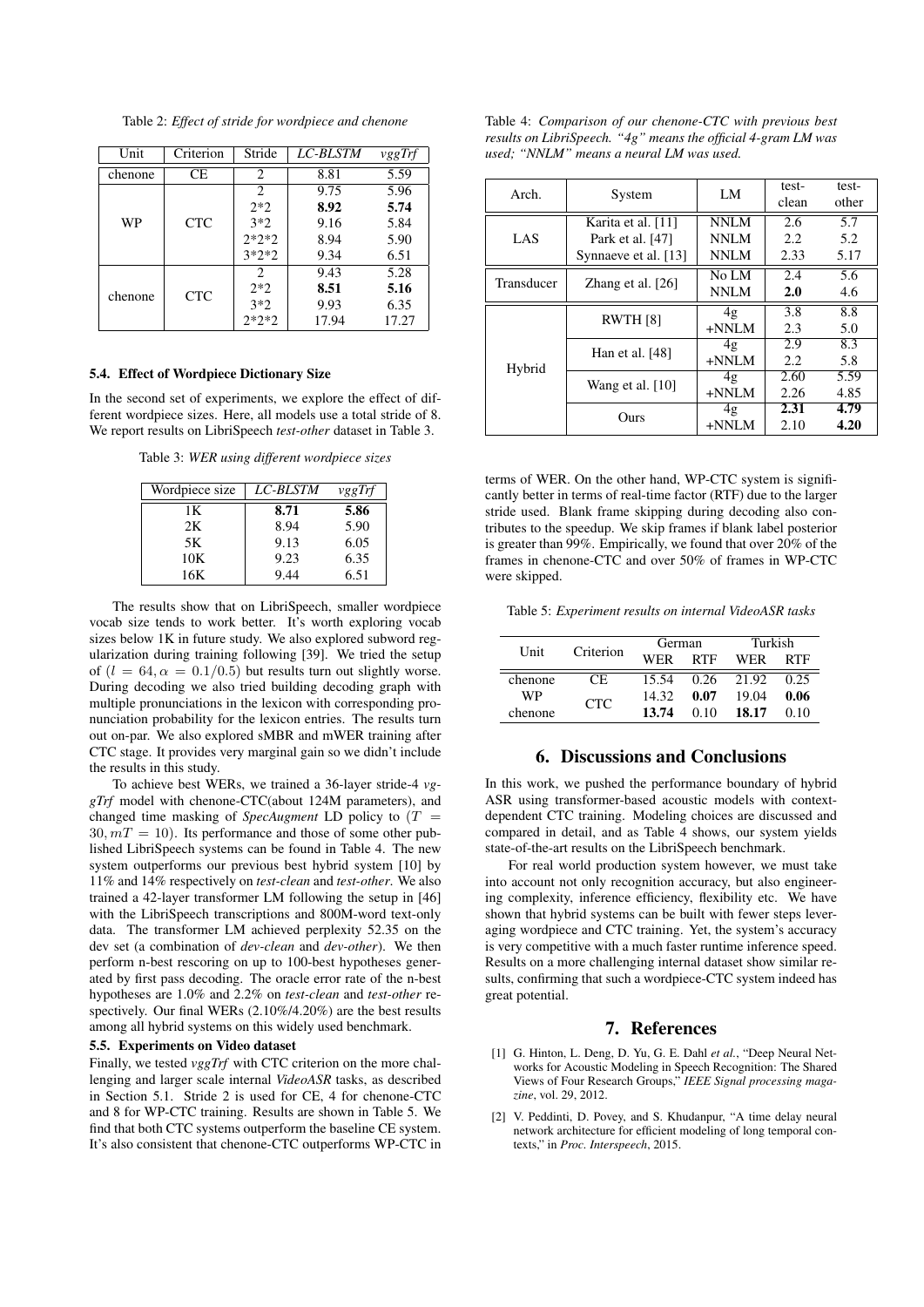Table 2: *Effect of stride for wordpiece and chenone*

| Unit | Criterion | Stride | *LC-BLSTM* | *vggTrf* |
|---|---|---|---|---|
| chenone | CE | 2 | 8.81 | 5.59 |
| WP | CTC | 2 | 9.75 | 5.96 |
| | | 2*2 | **8.92** | **5.74** |
| | | 3*2 | 9.16 | 5.84 |
| | | 2*2*2 | 8.94 | 5.90 |
| | | 3*2*2 | 9.34 | 6.51 |
| chenone | CTC | 2 | 9.43 | 5.28 |
| | | 2*2 | **8.51** | **5.16** |
| | | 3*2 | 9.93 | 6.35 |
| | | 2*2*2 | 17.94 | 17.27 |

### 5.4. Effect of Wordpiece Dictionary Size

In the second set of experiments, we explore the effect of different wordpiece sizes. Here, all models use a total stride of 8. We report results on LibriSpeech *test-other* dataset in Table 3.

Table 3: *WER using different wordpiece sizes*

| Wordpiece size | *LC-BLSTM* | *vggTrf* |
|---|---|---|
| 1K | **8.71** | **5.86** |
| 2K | 8.94 | 5.90 |
| 5K | 9.13 | 6.05 |
| 10K | 9.23 | 6.35 |
| 16K | 9.44 | 6.51 |

The results show that on LibriSpeech, smaller wordpiece vocab size tends to work better. It's worth exploring vocab sizes below 1K in future study. We also explored subword regularization during training following [39]. We tried the setup of $(l = 64, \alpha = 0.1/0.5)$ but results turn out slightly worse. During decoding we also tried building decoding graph with multiple pronunciations in the lexicon with corresponding pronunciation probability for the lexicon entries. The results turn out on-par. We also explored sMBR and mWER training after CTC stage. It provides very marginal gain so we didn't include the results in this study.

To achieve best WERs, we trained a 36-layer stride-4 *vggTrf* model with chenone-CTC(about 124M parameters), and changed time masking of *SpecAugment* LD policy to $(T = 30, mT = 10)$. Its performance and those of some other published LibriSpeech systems can be found in Table 4. The new system outperforms our previous best hybrid system [10] by 11% and 14% respectively on *test-clean* and *test-other*. We also trained a 42-layer transformer LM following the setup in [46] with the LibriSpeech transcriptions and 800M-word text-only data. The transformer LM achieved perplexity 52.35 on the dev set (a combination of *dev-clean* and *dev-other*). We then perform n-best rescoring on up to 100-best hypotheses generated by first pass decoding. The oracle error rate of the n-best hypotheses are 1.0% and 2.2% on *test-clean* and *test-other* respectively. Our final WERs (2.10%/4.20%) are the best results among all hybrid systems on this widely used benchmark.

### 5.5. Experiments on Video dataset

Finally, we tested *vggTrf* with CTC criterion on the more challenging and larger scale internal *VideoASR* tasks, as described in Section 5.1. Stride 2 is used for CE, 4 for chenone-CTC and 8 for WP-CTC training. Results are shown in Table 5. We find that both CTC systems outperform the baseline CE system. It's also consistent that chenone-CTC outperforms WP-CTC in

Table 4: *Comparison of our chenone-CTC with previous best results on LibriSpeech. "4g" means the official 4-gram LM was used; "NNLM" means a neural LM was used.*

| Arch. | System | LM | test-clean | test-other |
|---|---|---|---|---|
| LAS | Karita et al. [11] | NNLM | 2.6 | 5.7 |
| | Park et al. [47] | NNLM | 2.2 | 5.2 |
| | Synnaeve et al. [13] | NNLM | 2.33 | 5.17 |
| Transducer | Zhang et al. [26] | No LM | 2.4 | 5.6 |
| | | NNLM | **2.0** | 4.6 |
| Hybrid | RWTH [8] | 4g | 3.8 | 8.8 |
| | | +NNLM | 2.3 | 5.0 |
| | Han et al. [48] | 4g | 2.9 | 8.3 |
| | | +NNLM | 2.2 | 5.8 |
| | Wang et al. [10] | 4g | 2.60 | 5.59 |
| | | +NNLM | 2.26 | 4.85 |
| | Ours | 4g | **2.31** | **4.79** |
| | | +NNLM | 2.10 | **4.20** |

terms of WER. On the other hand, WP-CTC system is significantly better in terms of real-time factor (RTF) due to the larger stride used. Blank frame skipping during decoding also contributes to the speedup. We skip frames if blank label posterior is greater than 99%. Empirically, we found that over 20% of the frames in chenone-CTC and over 50% of frames in WP-CTC were skipped.

Table 5: *Experiment results on internal VideoASR tasks*

| Unit | Criterion | German | | Turkish | |
|---|---|---|---|---|---|
| | | WER | RTF | WER | RTF |
| chenone | CE | 15.54 | 0.26 | 21.92 | 0.25 |
| WP | CTC | 14.32 | **0.07** | 19.04 | **0.06** |
| chenone | | **13.74** | 0.10 | **18.17** | 0.10 |

## 6. Discussions and Conclusions

In this work, we pushed the performance boundary of hybrid ASR using transformer-based acoustic models with context-dependent CTC training. Modeling choices are discussed and compared in detail, and as Table 4 shows, our system yields state-of-the-art results on the LibriSpeech benchmark.

For real world production system however, we must take into account not only recognition accuracy, but also engineering complexity, inference efficiency, flexibility etc. We have shown that hybrid systems can be built with fewer steps leveraging wordpiece and CTC training. Yet, the system's accuracy is very competitive with a much faster runtime inference speed. Results on a more challenging internal dataset show similar results, confirming that such a wordpiece-CTC system indeed has great potential.

## 7. References

[1] G. Hinton, L. Deng, D. Yu, G. E. Dahl *et al.*, "Deep Neural Networks for Acoustic Modeling in Speech Recognition: The Shared Views of Four Research Groups," *IEEE Signal processing magazine*, vol. 29, 2012.

[2] V. Peddinti, D. Povey, and S. Khudanpur, "A time delay neural network architecture for efficient modeling of long temporal contexts," in *Proc. Interspeech*, 2015.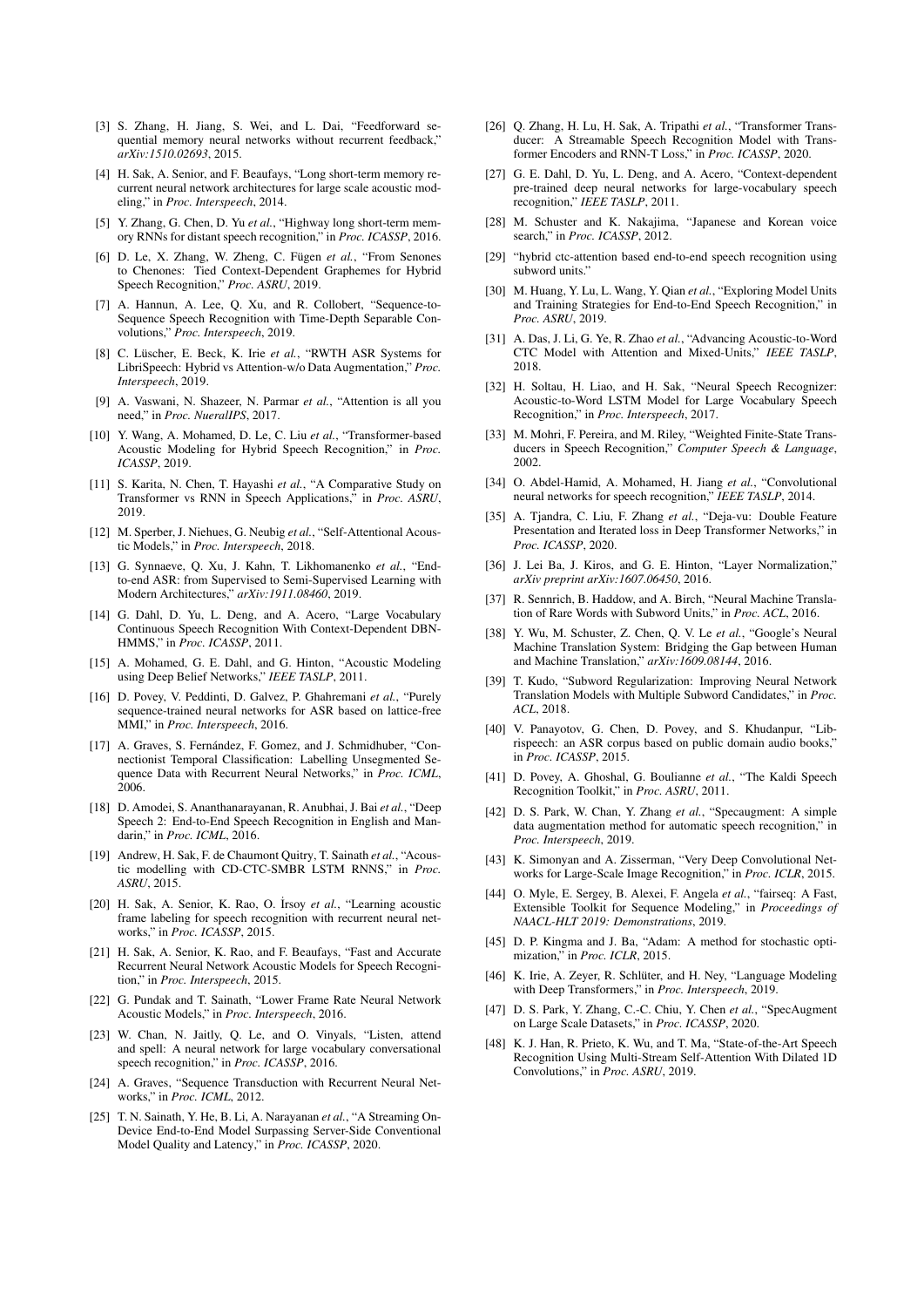[3] S. Zhang, H. Jiang, S. Wei, and L. Dai, "Feedforward sequential memory neural networks without recurrent feedback," *arXiv:1510.02693*, 2015.

[4] H. Sak, A. Senior, and F. Beaufays, "Long short-term memory recurrent neural network architectures for large scale acoustic modeling," in *Proc. Interspeech*, 2014.

[5] Y. Zhang, G. Chen, D. Yu *et al.*, "Highway long short-term memory RNNs for distant speech recognition," in *Proc. ICASSP*, 2016.

[6] D. Le, X. Zhang, W. Zheng, C. Fügen *et al.*, "From Senones to Chenones: Tied Context-Dependent Graphemes for Hybrid Speech Recognition," *Proc. ASRU*, 2019.

[7] A. Hannun, A. Lee, Q. Xu, and R. Collobert, "Sequence-to-Sequence Speech Recognition with Time-Depth Separable Convolutions," *Proc. Interspeech*, 2019.

[8] C. Lüscher, E. Beck, K. Irie *et al.*, "RWTH ASR Systems for LibriSpeech: Hybrid vs Attention-w/o Data Augmentation," *Proc. Interspeech*, 2019.

[9] A. Vaswani, N. Shazeer, N. Parmar *et al.*, "Attention is all you need," in *Proc. NueralIPS*, 2017.

[10] Y. Wang, A. Mohamed, D. Le, C. Liu *et al.*, "Transformer-based Acoustic Modeling for Hybrid Speech Recognition," in *Proc. ICASSP*, 2019.

[11] S. Karita, N. Chen, T. Hayashi *et al.*, "A Comparative Study on Transformer vs RNN in Speech Applications," in *Proc. ASRU*, 2019.

[12] M. Sperber, J. Niehues, G. Neubig *et al.*, "Self-Attentional Acoustic Models," in *Proc. Interspeech*, 2018.

[13] G. Synnaeve, Q. Xu, J. Kahn, T. Likhomanenko *et al.*, "End-to-end ASR: from Supervised to Semi-Supervised Learning with Modern Architectures," *arXiv:1911.08460*, 2019.

[14] G. Dahl, D. Yu, L. Deng, and A. Acero, "Large Vocabulary Continuous Speech Recognition With Context-Dependent DBN-HMMS," in *Proc. ICASSP*, 2011.

[15] A. Mohamed, G. E. Dahl, and G. Hinton, "Acoustic Modeling using Deep Belief Networks," *IEEE TASLP*, 2011.

[16] D. Povey, V. Peddinti, D. Galvez, P. Ghahremani *et al.*, "Purely sequence-trained neural networks for ASR based on lattice-free MMI," in *Proc. Interspeech*, 2016.

[17] A. Graves, S. Fernández, F. Gomez, and J. Schmidhuber, "Connectionist Temporal Classification: Labelling Unsegmented Sequence Data with Recurrent Neural Networks," in *Proc. ICML*, 2006.

[18] D. Amodei, S. Ananthanarayanan, R. Anubhai, J. Bai *et al.*, "Deep Speech 2: End-to-End Speech Recognition in English and Mandarin," in *Proc. ICML*, 2016.

[19] Andrew, H. Sak, F. de Chaumont Quitry, T. Sainath *et al.*, "Acoustic modelling with CD-CTC-SMBR LSTM RNNS," in *Proc. ASRU*, 2015.

[20] H. Sak, A. Senior, K. Rao, O. İrsoy *et al.*, "Learning acoustic frame labeling for speech recognition with recurrent neural networks," in *Proc. ICASSP*, 2015.

[21] H. Sak, A. Senior, K. Rao, and F. Beaufays, "Fast and Accurate Recurrent Neural Network Acoustic Models for Speech Recognition," in *Proc. Interspeech*, 2015.

[22] G. Pundak and T. Sainath, "Lower Frame Rate Neural Network Acoustic Models," in *Proc. Interspeech*, 2016.

[23] W. Chan, N. Jaitly, Q. Le, and O. Vinyals, "Listen, attend and spell: A neural network for large vocabulary conversational speech recognition," in *Proc. ICASSP*, 2016.

[24] A. Graves, "Sequence Transduction with Recurrent Neural Networks," in *Proc. ICML*, 2012.

[25] T. N. Sainath, Y. He, B. Li, A. Narayanan *et al.*, "A Streaming On-Device End-to-End Model Surpassing Server-Side Conventional Model Quality and Latency," in *Proc. ICASSP*, 2020.

[26] Q. Zhang, H. Lu, H. Sak, A. Tripathi *et al.*, "Transformer Transducer: A Streamable Speech Recognition Model with Transformer Encoders and RNN-T Loss," in *Proc. ICASSP*, 2020.

[27] G. E. Dahl, D. Yu, L. Deng, and A. Acero, "Context-dependent pre-trained deep neural networks for large-vocabulary speech recognition," *IEEE TASLP*, 2011.

[28] M. Schuster and K. Nakajima, "Japanese and Korean voice search," in *Proc. ICASSP*, 2012.

[29] "hybrid ctc-attention based end-to-end speech recognition using subword units."

[30] M. Huang, Y. Lu, L. Wang, Y. Qian *et al.*, "Exploring Model Units and Training Strategies for End-to-End Speech Recognition," in *Proc. ASRU*, 2019.

[31] A. Das, J. Li, G. Ye, R. Zhao *et al.*, "Advancing Acoustic-to-Word CTC Model with Attention and Mixed-Units," *IEEE TASLP*, 2018.

[32] H. Soltau, H. Liao, and H. Sak, "Neural Speech Recognizer: Acoustic-to-Word LSTM Model for Large Vocabulary Speech Recognition," in *Proc. Interspeech*, 2017.

[33] M. Mohri, F. Pereira, and M. Riley, "Weighted Finite-State Transducers in Speech Recognition," *Computer Speech & Language*, 2002.

[34] O. Abdel-Hamid, A. Mohamed, H. Jiang *et al.*, "Convolutional neural networks for speech recognition," *IEEE TASLP*, 2014.

[35] A. Tjandra, C. Liu, F. Zhang *et al.*, "Deja-vu: Double Feature Presentation and Iterated loss in Deep Transformer Networks," in *Proc. ICASSP*, 2020.

[36] J. Lei Ba, J. Kiros, and G. E. Hinton, "Layer Normalization," *arXiv preprint arXiv:1607.06450*, 2016.

[37] R. Sennrich, B. Haddow, and A. Birch, "Neural Machine Translation of Rare Words with Subword Units," in *Proc. ACL*, 2016.

[38] Y. Wu, M. Schuster, Z. Chen, Q. V. Le *et al.*, "Google's Neural Machine Translation System: Bridging the Gap between Human and Machine Translation," *arXiv:1609.08144*, 2016.

[39] T. Kudo, "Subword Regularization: Improving Neural Network Translation Models with Multiple Subword Candidates," in *Proc. ACL*, 2018.

[40] V. Panayotov, G. Chen, D. Povey, and S. Khudanpur, "Librispeech: an ASR corpus based on public domain audio books," in *Proc. ICASSP*, 2015.

[41] D. Povey, A. Ghoshal, G. Boulianne *et al.*, "The Kaldi Speech Recognition Toolkit," in *Proc. ASRU*, 2011.

[42] D. S. Park, W. Chan, Y. Zhang *et al.*, "Specaugment: A simple data augmentation method for automatic speech recognition," in *Proc. Interspeech*, 2019.

[43] K. Simonyan and A. Zisserman, "Very Deep Convolutional Networks for Large-Scale Image Recognition," in *Proc. ICLR*, 2015.

[44] O. Myle, E. Sergey, B. Alexei, F. Angela *et al.*, "fairseq: A Fast, Extensible Toolkit for Sequence Modeling," in *Proceedings of NAACL-HLT 2019: Demonstrations*, 2019.

[45] D. P. Kingma and J. Ba, "Adam: A method for stochastic optimization," in *Proc. ICLR*, 2015.

[46] K. Irie, A. Zeyer, R. Schlüter, and H. Ney, "Language Modeling with Deep Transformers," in *Proc. Interspeech*, 2019.

[47] D. S. Park, Y. Zhang, C.-C. Chiu, Y. Chen *et al.*, "SpecAugment on Large Scale Datasets," in *Proc. ICASSP*, 2020.

[48] K. J. Han, R. Prieto, K. Wu, and T. Ma, "State-of-the-Art Speech Recognition Using Multi-Stream Self-Attention With Dilated 1D Convolutions," in *Proc. ASRU*, 2019.